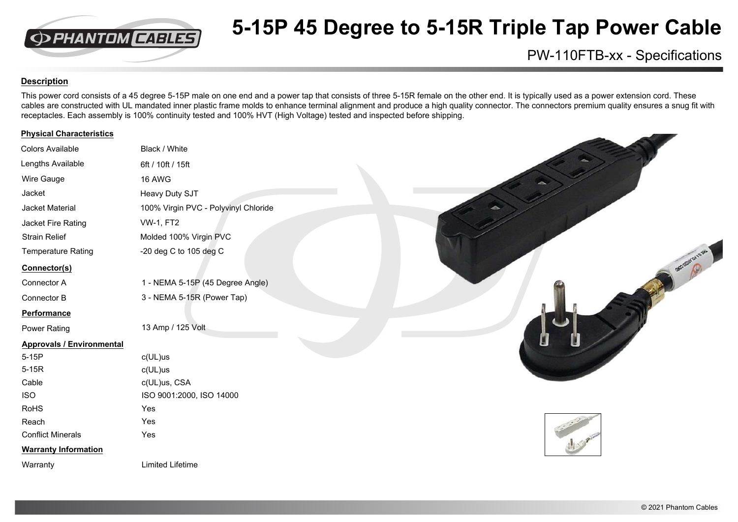# 5-15P 45 Degree to 5-15R Triple Tap Power Cable

PW-110FTB-xx - Specifications

## Description

This power cord consists of a 45 degree 5-15P male on one end and a power tap that consists of three 5-15R female on the other end. It is typically used as a power extension cord. These cables are constructed with UL mandated inner plastic frame molds to enhance terminal alignment and produce a high quality connector. The connectors premium quality ensures a snug fit with receptacles. Each assembly is 100% continuity tested and 100% HVT (High Voltage) tested and inspected before shipping.

## Physical Characteristics

| | |
|---|---|
| Colors Available | Black / White |
| Lengths Available | 6ft / 10ft / 15ft |
| Wire Gauge | 16 AWG |
| Jacket | Heavy Duty SJT |
| Jacket Material | 100% Virgin PVC - Polyvinyl Chloride |
| Jacket Fire Rating | VW-1, FT2 |
| Strain Relief | Molded 100% Virgin PVC |
| Temperature Rating | -20 deg C to 105 deg C |

## Connector(s)

| | |
|---|---|
| Connector A | 1 - NEMA 5-15P (45 Degree Angle) |
| Connector B | 3 - NEMA 5-15R (Power Tap) |

## Performance

| | |
|---|---|
| Power Rating | 13 Amp / 125 Volt |

## Approvals / Environmental

| | |
|---|---|
| 5-15P | c(UL)us |
| 5-15R | c(UL)us |
| Cable | c(UL)us, CSA |
| ISO | ISO 9001:2000, ISO 14000 |
| RoHS | Yes |
| Reach | Yes |
| Conflict Minerals | Yes |

## Warranty Information

| | |
|---|---|
| Warranty | Limited Lifetime |

© 2021 Phantom Cables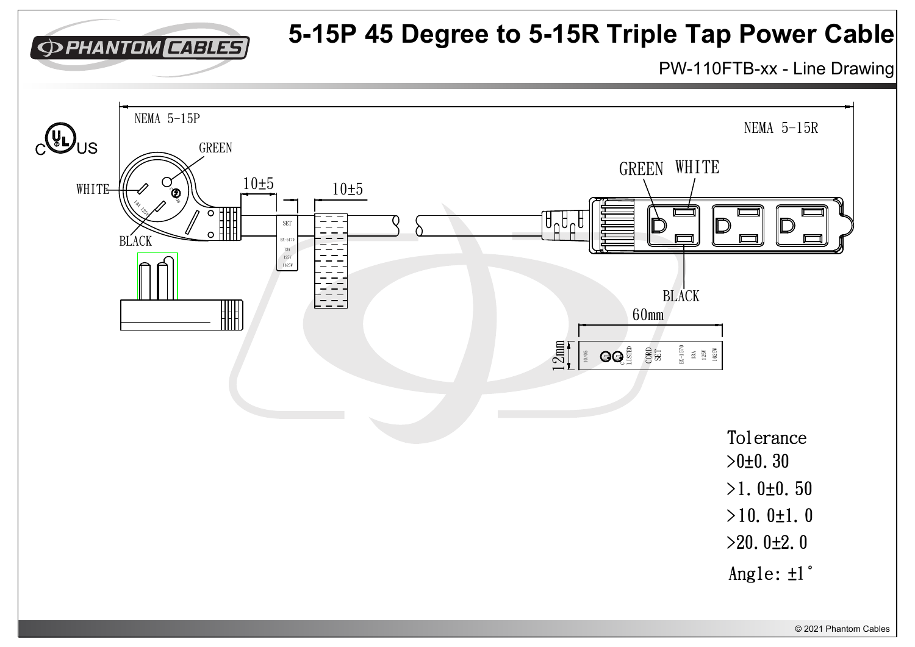# 5-15P 45 Degree to 5-15R Triple Tap Power Cable

PW-110FTB-xx - Line Drawing

NEMA 5-15P

NEMA 5-15R

GREEN

WHITE

BLACK

GREEN WHITE

BLACK

10±5

10±5

60mm

12mm

Tolerance

>0±0.30

>1.0±0.50

>10.0±1.0

>20.0±2.0

Angle: ±1°

© 2021 Phantom Cables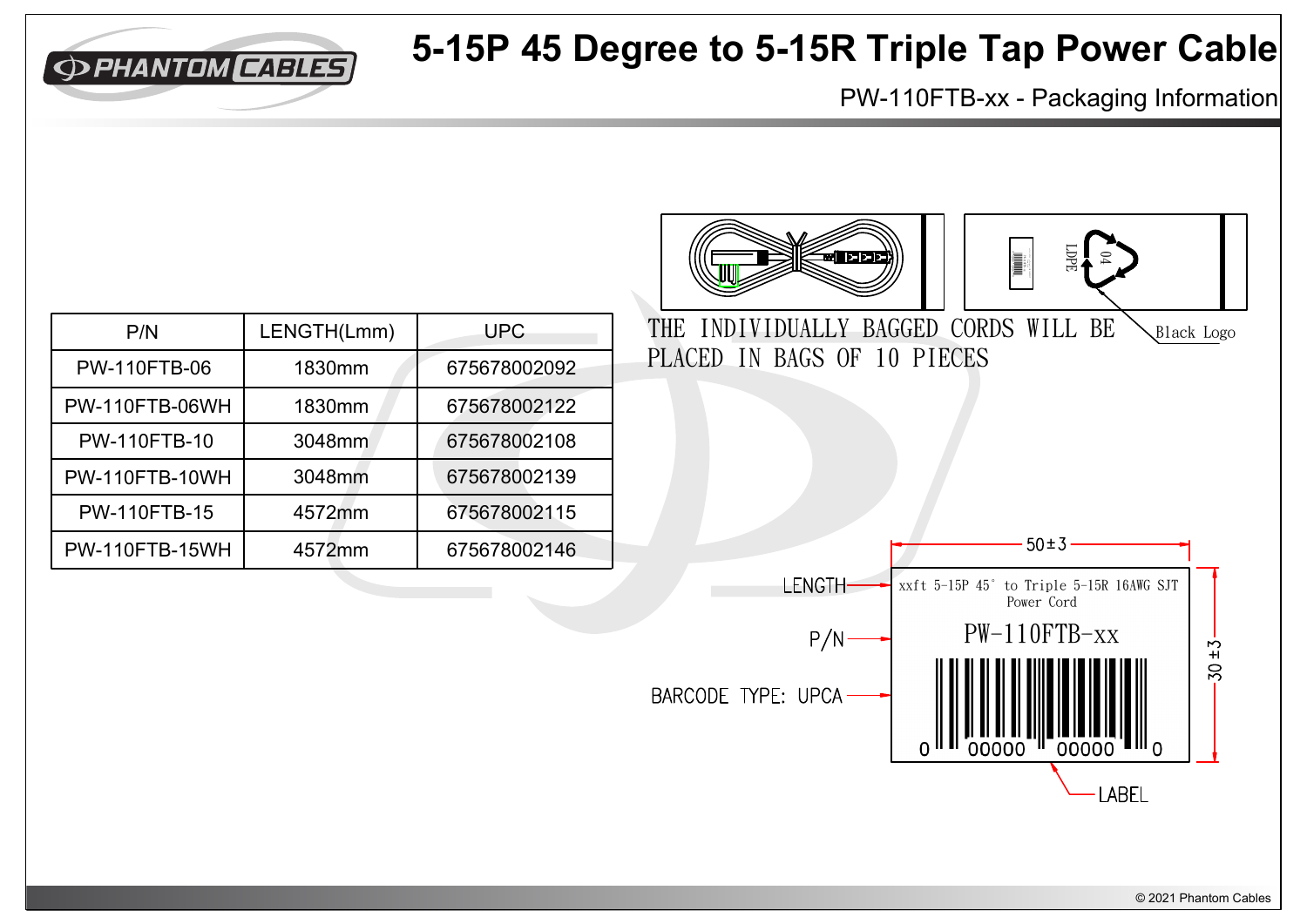# 5-15P 45 Degree to 5-15R Triple Tap Power Cable

PW-110FTB-xx - Packaging Information

| P/N | LENGTH(Lmm) | UPC |
|---|---|---|
| PW-110FTB-06 | 1830mm | 675678002092 |
| PW-110FTB-06WH | 1830mm | 675678002122 |
| PW-110FTB-10 | 3048mm | 675678002108 |
| PW-110FTB-10WH | 3048mm | 675678002139 |
| PW-110FTB-15 | 4572mm | 675678002115 |
| PW-110FTB-15WH | 4572mm | 675678002146 |

THE INDIVIDUALLY BAGGED CORDS WILL BE PLACED IN BAGS OF 10 PIECES

04

LDPE

Black Logo

50±3

30±3

LENGTH

P/N

BARCODE TYPE: UPCA

xxft 5-15P 45° to Triple 5-15R 16AWG SJT Power Cord

PW-110FTB-xx

0 00000 00000 0

LABEL

© 2021 Phantom Cables